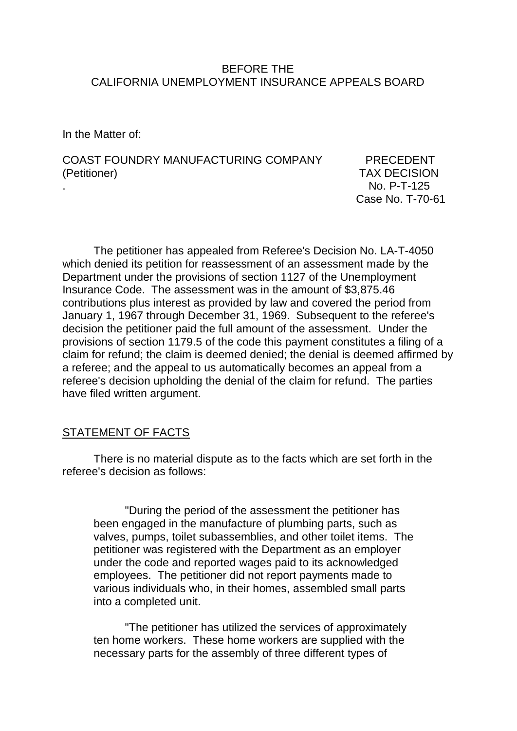BEFORE THE
CALIFORNIA UNEMPLOYMENT INSURANCE APPEALS BOARD

In the Matter of:

COAST FOUNDRY MANUFACTURING COMPANY (Petitioner)

PRECEDENT
TAX DECISION
No. P-T-125
Case No. T-70-61

The petitioner has appealed from Referee's Decision No. LA-T-4050 which denied its petition for reassessment of an assessment made by the Department under the provisions of section 1127 of the Unemployment Insurance Code. The assessment was in the amount of $3,875.46 contributions plus interest as provided by law and covered the period from January 1, 1967 through December 31, 1969. Subsequent to the referee's decision the petitioner paid the full amount of the assessment. Under the provisions of section 1179.5 of the code this payment constitutes a filing of a claim for refund; the claim is deemed denied; the denial is deemed affirmed by a referee; and the appeal to us automatically becomes an appeal from a referee's decision upholding the denial of the claim for refund. The parties have filed written argument.

STATEMENT OF FACTS

There is no material dispute as to the facts which are set forth in the referee's decision as follows:

> "During the period of the assessment the petitioner has been engaged in the manufacture of plumbing parts, such as valves, pumps, toilet subassemblies, and other toilet items. The petitioner was registered with the Department as an employer under the code and reported wages paid to its acknowledged employees. The petitioner did not report payments made to various individuals who, in their homes, assembled small parts into a completed unit.
>
> "The petitioner has utilized the services of approximately ten home workers. These home workers are supplied with the necessary parts for the assembly of three different types of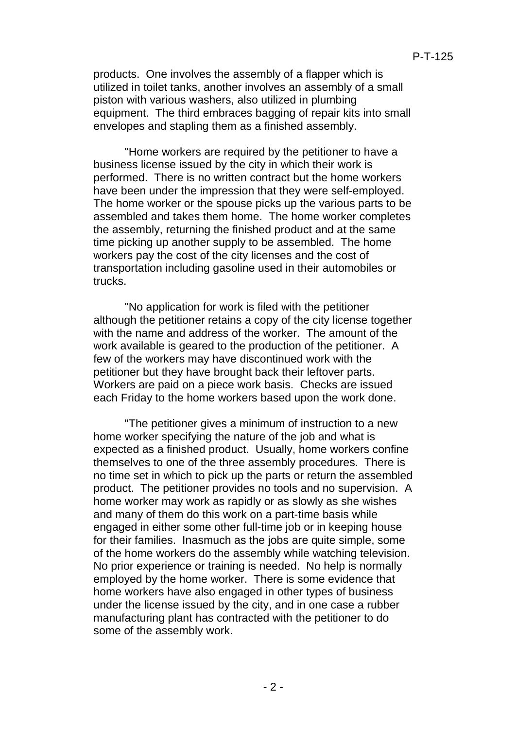products. One involves the assembly of a flapper which is utilized in toilet tanks, another involves an assembly of a small piston with various washers, also utilized in plumbing equipment. The third embraces bagging of repair kits into small envelopes and stapling them as a finished assembly.

"Home workers are required by the petitioner to have a business license issued by the city in which their work is performed. There is no written contract but the home workers have been under the impression that they were self-employed. The home worker or the spouse picks up the various parts to be assembled and takes them home. The home worker completes the assembly, returning the finished product and at the same time picking up another supply to be assembled. The home workers pay the cost of the city licenses and the cost of transportation including gasoline used in their automobiles or trucks.

"No application for work is filed with the petitioner although the petitioner retains a copy of the city license together with the name and address of the worker. The amount of the work available is geared to the production of the petitioner. A few of the workers may have discontinued work with the petitioner but they have brought back their leftover parts. Workers are paid on a piece work basis. Checks are issued each Friday to the home workers based upon the work done.

"The petitioner gives a minimum of instruction to a new home worker specifying the nature of the job and what is expected as a finished product. Usually, home workers confine themselves to one of the three assembly procedures. There is no time set in which to pick up the parts or return the assembled product. The petitioner provides no tools and no supervision. A home worker may work as rapidly or as slowly as she wishes and many of them do this work on a part-time basis while engaged in either some other full-time job or in keeping house for their families. Inasmuch as the jobs are quite simple, some of the home workers do the assembly while watching television. No prior experience or training is needed. No help is normally employed by the home worker. There is some evidence that home workers have also engaged in other types of business under the license issued by the city, and in one case a rubber manufacturing plant has contracted with the petitioner to do some of the assembly work.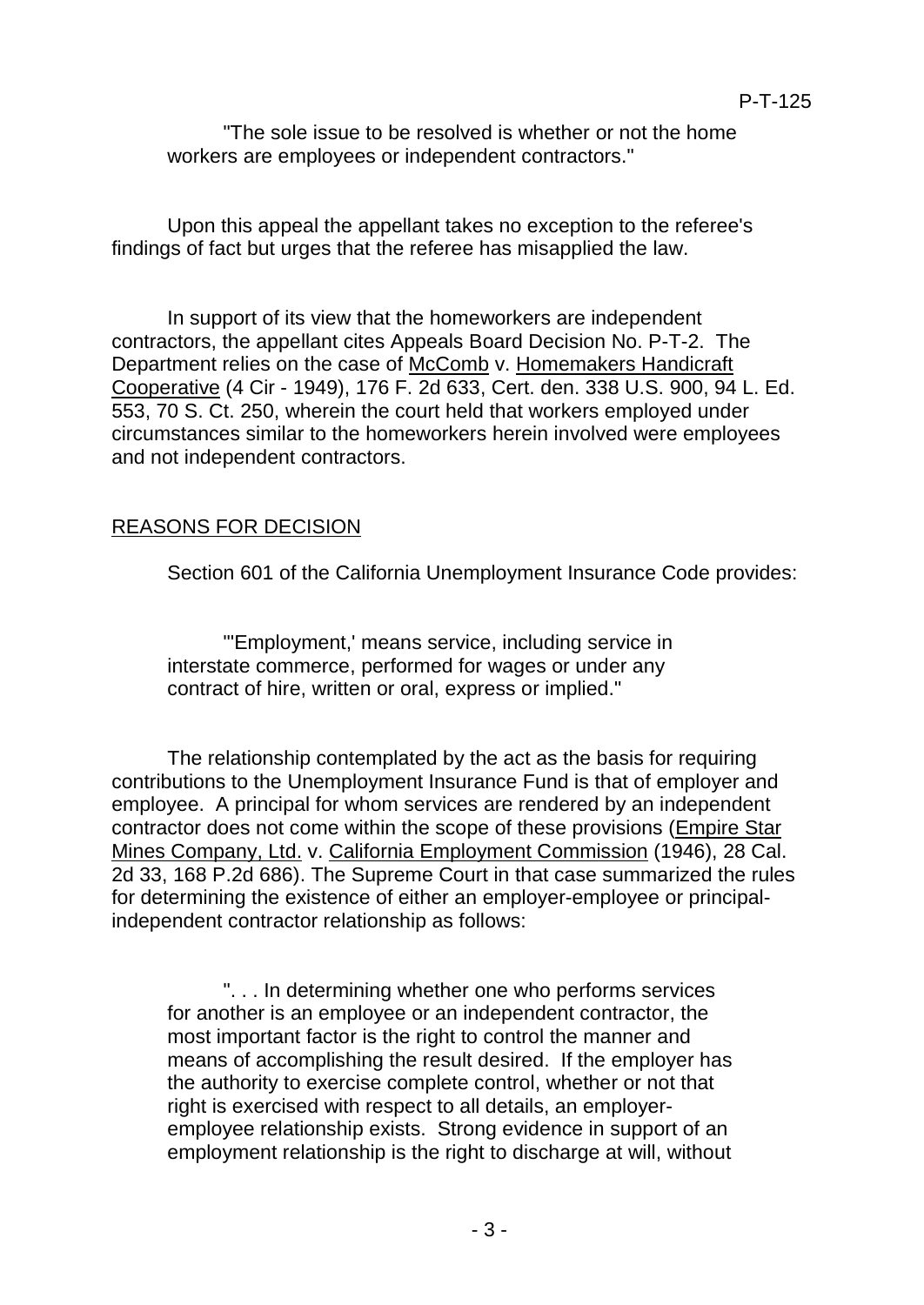"The sole issue to be resolved is whether or not the home workers are employees or independent contractors."

Upon this appeal the appellant takes no exception to the referee's findings of fact but urges that the referee has misapplied the law.

In support of its view that the homeworkers are independent contractors, the appellant cites Appeals Board Decision No. P-T-2. The Department relies on the case of McComb v. Homemakers Handicraft Cooperative (4 Cir - 1949), 176 F. 2d 633, Cert. den. 338 U.S. 900, 94 L. Ed. 553, 70 S. Ct. 250, wherein the court held that workers employed under circumstances similar to the homeworkers herein involved were employees and not independent contractors.

## REASONS FOR DECISION

Section 601 of the California Unemployment Insurance Code provides:

> "'Employment,' means service, including service in interstate commerce, performed for wages or under any contract of hire, written or oral, express or implied."

The relationship contemplated by the act as the basis for requiring contributions to the Unemployment Insurance Fund is that of employer and employee. A principal for whom services are rendered by an independent contractor does not come within the scope of these provisions (Empire Star Mines Company, Ltd. v. California Employment Commission (1946), 28 Cal. 2d 33, 168 P.2d 686). The Supreme Court in that case summarized the rules for determining the existence of either an employer-employee or principal-independent contractor relationship as follows:

> ". . . In determining whether one who performs services for another is an employee or an independent contractor, the most important factor is the right to control the manner and means of accomplishing the result desired. If the employer has the authority to exercise complete control, whether or not that right is exercised with respect to all details, an employer-employee relationship exists. Strong evidence in support of an employment relationship is the right to discharge at will, without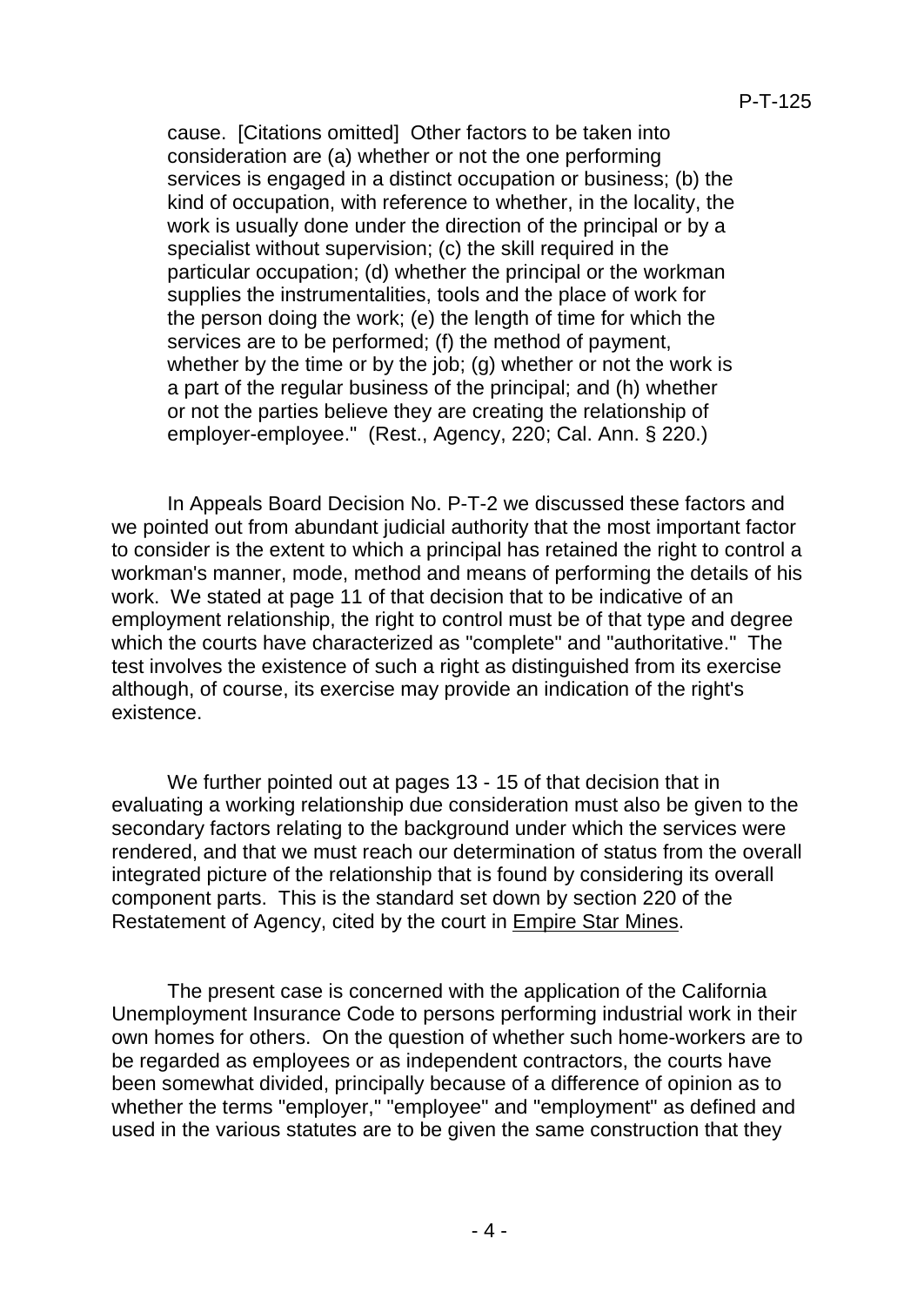cause. [Citations omitted] Other factors to be taken into consideration are (a) whether or not the one performing services is engaged in a distinct occupation or business; (b) the kind of occupation, with reference to whether, in the locality, the work is usually done under the direction of the principal or by a specialist without supervision; (c) the skill required in the particular occupation; (d) whether the principal or the workman supplies the instrumentalities, tools and the place of work for the person doing the work; (e) the length of time for which the services are to be performed; (f) the method of payment, whether by the time or by the job; (g) whether or not the work is a part of the regular business of the principal; and (h) whether or not the parties believe they are creating the relationship of employer-employee." (Rest., Agency, 220; Cal. Ann. § 220.)

In Appeals Board Decision No. P-T-2 we discussed these factors and we pointed out from abundant judicial authority that the most important factor to consider is the extent to which a principal has retained the right to control a workman's manner, mode, method and means of performing the details of his work. We stated at page 11 of that decision that to be indicative of an employment relationship, the right to control must be of that type and degree which the courts have characterized as "complete" and "authoritative." The test involves the existence of such a right as distinguished from its exercise although, of course, its exercise may provide an indication of the right's existence.

We further pointed out at pages 13 - 15 of that decision that in evaluating a working relationship due consideration must also be given to the secondary factors relating to the background under which the services were rendered, and that we must reach our determination of status from the overall integrated picture of the relationship that is found by considering its overall component parts. This is the standard set down by section 220 of the Restatement of Agency, cited by the court in Empire Star Mines.

The present case is concerned with the application of the California Unemployment Insurance Code to persons performing industrial work in their own homes for others. On the question of whether such home-workers are to be regarded as employees or as independent contractors, the courts have been somewhat divided, principally because of a difference of opinion as to whether the terms "employer," "employee" and "employment" as defined and used in the various statutes are to be given the same construction that they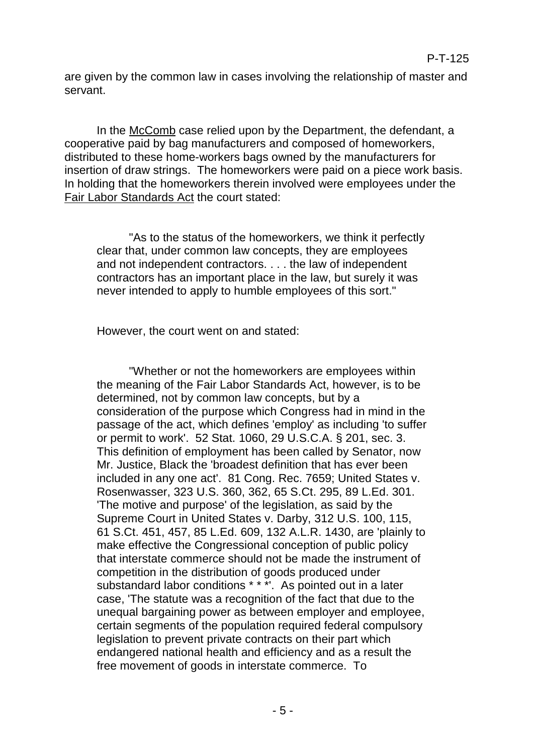are given by the common law in cases involving the relationship of master and servant.

In the McComb case relied upon by the Department, the defendant, a cooperative paid by bag manufacturers and composed of homeworkers, distributed to these home-workers bags owned by the manufacturers for insertion of draw strings. The homeworkers were paid on a piece work basis. In holding that the homeworkers therein involved were employees under the Fair Labor Standards Act the court stated:

> "As to the status of the homeworkers, we think it perfectly clear that, under common law concepts, they are employees and not independent contractors. . . . the law of independent contractors has an important place in the law, but surely it was never intended to apply to humble employees of this sort."

However, the court went on and stated:

> "Whether or not the homeworkers are employees within the meaning of the Fair Labor Standards Act, however, is to be determined, not by common law concepts, but by a consideration of the purpose which Congress had in mind in the passage of the act, which defines 'employ' as including 'to suffer or permit to work'. 52 Stat. 1060, 29 U.S.C.A. § 201, sec. 3. This definition of employment has been called by Senator, now Mr. Justice, Black the 'broadest definition that has ever been included in any one act'. 81 Cong. Rec. 7659; United States v. Rosenwasser, 323 U.S. 360, 362, 65 S.Ct. 295, 89 L.Ed. 301. 'The motive and purpose' of the legislation, as said by the Supreme Court in United States v. Darby, 312 U.S. 100, 115, 61 S.Ct. 451, 457, 85 L.Ed. 609, 132 A.L.R. 1430, are 'plainly to make effective the Congressional conception of public policy that interstate commerce should not be made the instrument of competition in the distribution of goods produced under substandard labor conditions * * *'. As pointed out in a later case, 'The statute was a recognition of the fact that due to the unequal bargaining power as between employer and employee, certain segments of the population required federal compulsory legislation to prevent private contracts on their part which endangered national health and efficiency and as a result the free movement of goods in interstate commerce. To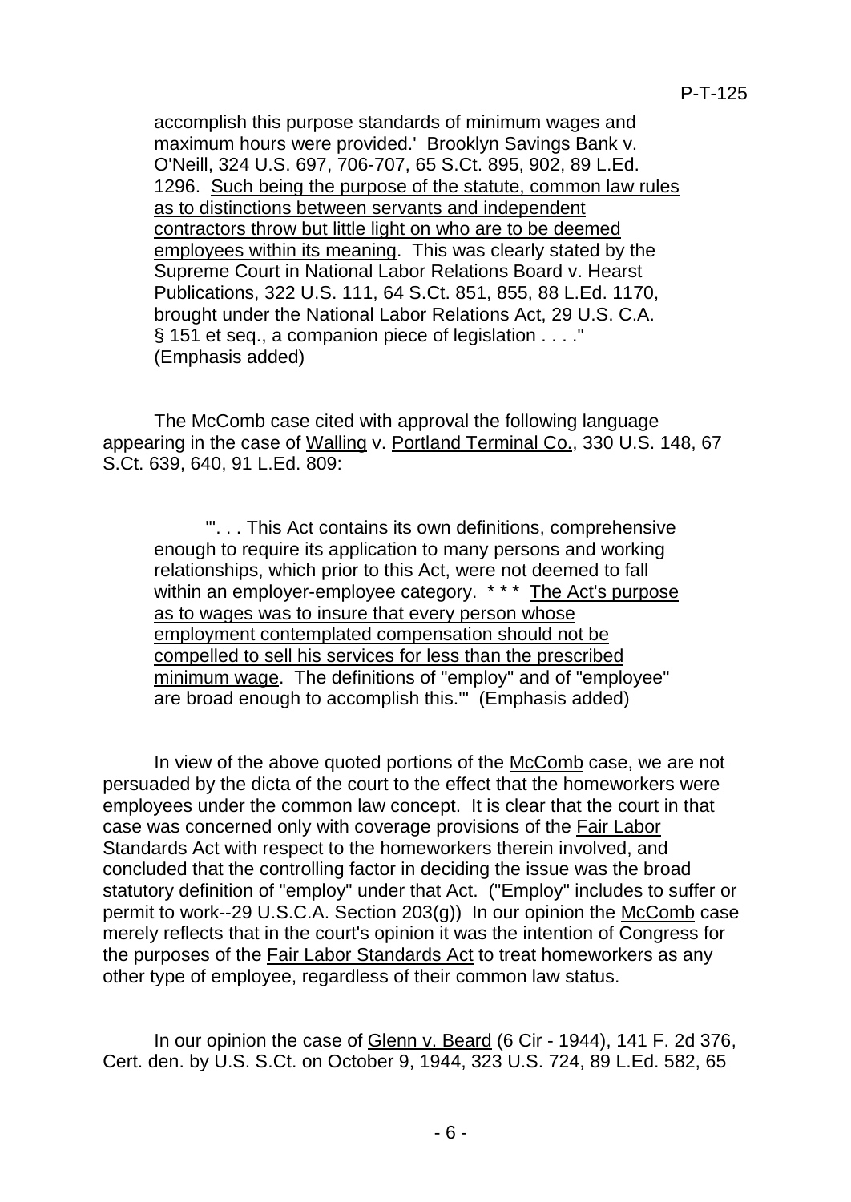> accomplish this purpose standards of minimum wages and maximum hours were provided.' Brooklyn Savings Bank v. O'Neill, 324 U.S. 697, 706-707, 65 S.Ct. 895, 902, 89 L.Ed. 1296. <u>Such being the purpose of the statute, common law rules as to distinctions between servants and independent contractors throw but little light on who are to be deemed employees within its meaning</u>. This was clearly stated by the Supreme Court in National Labor Relations Board v. Hearst Publications, 322 U.S. 111, 64 S.Ct. 851, 855, 88 L.Ed. 1170, brought under the National Labor Relations Act, 29 U.S. C.A. § 151 et seq., a companion piece of legislation . . . ." (Emphasis added)

The <u>McComb</u> case cited with approval the following language appearing in the case of <u>Walling</u> v. <u>Portland Terminal Co.</u>, 330 U.S. 148, 67 S.Ct. 639, 640, 91 L.Ed. 809:

> "'. . . This Act contains its own definitions, comprehensive enough to require its application to many persons and working relationships, which prior to this Act, were not deemed to fall within an employer-employee category. * * * <u>The Act's purpose as to wages was to insure that every person whose employment contemplated compensation should not be compelled to sell his services for less than the prescribed minimum wage</u>. The definitions of "employ" and of "employee" are broad enough to accomplish this.'" (Emphasis added)

In view of the above quoted portions of the <u>McComb</u> case, we are not persuaded by the dicta of the court to the effect that the homeworkers were employees under the common law concept. It is clear that the court in that case was concerned only with coverage provisions of the <u>Fair Labor Standards Act</u> with respect to the homeworkers therein involved, and concluded that the controlling factor in deciding the issue was the broad statutory definition of "employ" under that Act. ("Employ" includes to suffer or permit to work--29 U.S.C.A. Section 203(g)) In our opinion the <u>McComb</u> case merely reflects that in the court's opinion it was the intention of Congress for the purposes of the <u>Fair Labor Standards Act</u> to treat homeworkers as any other type of employee, regardless of their common law status.

In our opinion the case of <u>Glenn v. Beard</u> (6 Cir - 1944), 141 F. 2d 376, Cert. den. by U.S. S.Ct. on October 9, 1944, 323 U.S. 724, 89 L.Ed. 582, 65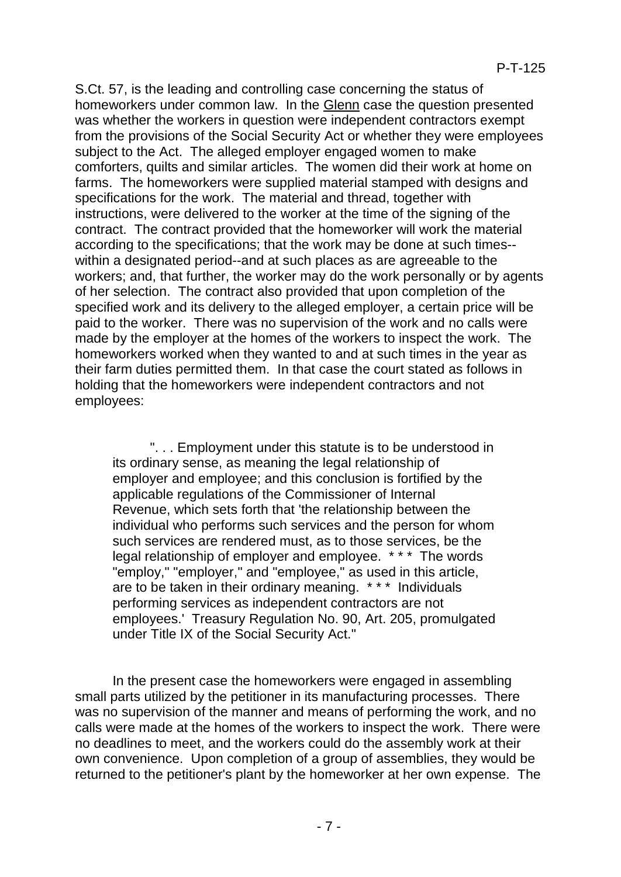S.Ct. 57, is the leading and controlling case concerning the status of homeworkers under common law. In the Glenn case the question presented was whether the workers in question were independent contractors exempt from the provisions of the Social Security Act or whether they were employees subject to the Act. The alleged employer engaged women to make comforters, quilts and similar articles. The women did their work at home on farms. The homeworkers were supplied material stamped with designs and specifications for the work. The material and thread, together with instructions, were delivered to the worker at the time of the signing of the contract. The contract provided that the homeworker will work the material according to the specifications; that the work may be done at such times--within a designated period--and at such places as are agreeable to the workers; and, that further, the worker may do the work personally or by agents of her selection. The contract also provided that upon completion of the specified work and its delivery to the alleged employer, a certain price will be paid to the worker. There was no supervision of the work and no calls were made by the employer at the homes of the workers to inspect the work. The homeworkers worked when they wanted to and at such times in the year as their farm duties permitted them. In that case the court stated as follows in holding that the homeworkers were independent contractors and not employees:

> ". . . Employment under this statute is to be understood in its ordinary sense, as meaning the legal relationship of employer and employee; and this conclusion is fortified by the applicable regulations of the Commissioner of Internal Revenue, which sets forth that 'the relationship between the individual who performs such services and the person for whom such services are rendered must, as to those services, be the legal relationship of employer and employee. * * * The words "employ," "employer," and "employee," as used in this article, are to be taken in their ordinary meaning. * * * Individuals performing services as independent contractors are not employees.' Treasury Regulation No. 90, Art. 205, promulgated under Title IX of the Social Security Act."

In the present case the homeworkers were engaged in assembling small parts utilized by the petitioner in its manufacturing processes. There was no supervision of the manner and means of performing the work, and no calls were made at the homes of the workers to inspect the work. There were no deadlines to meet, and the workers could do the assembly work at their own convenience. Upon completion of a group of assemblies, they would be returned to the petitioner's plant by the homeworker at her own expense. The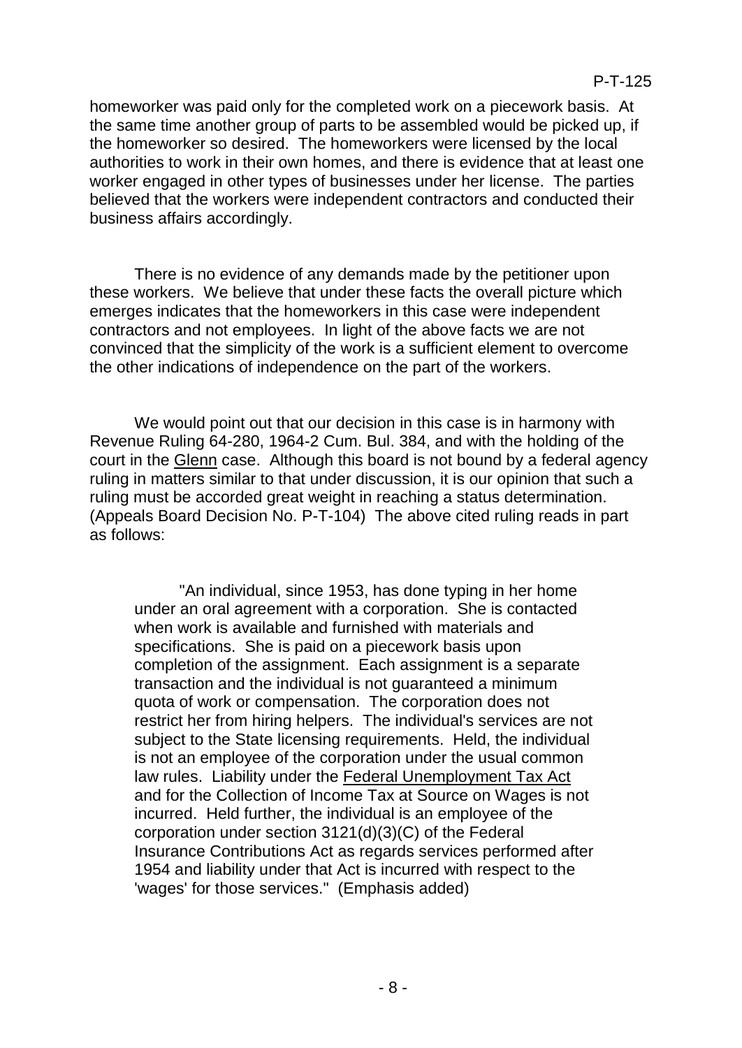homeworker was paid only for the completed work on a piecework basis. At the same time another group of parts to be assembled would be picked up, if the homeworker so desired. The homeworkers were licensed by the local authorities to work in their own homes, and there is evidence that at least one worker engaged in other types of businesses under her license. The parties believed that the workers were independent contractors and conducted their business affairs accordingly.

There is no evidence of any demands made by the petitioner upon these workers. We believe that under these facts the overall picture which emerges indicates that the homeworkers in this case were independent contractors and not employees. In light of the above facts we are not convinced that the simplicity of the work is a sufficient element to overcome the other indications of independence on the part of the workers.

We would point out that our decision in this case is in harmony with Revenue Ruling 64-280, 1964-2 Cum. Bul. 384, and with the holding of the court in the Glenn case. Although this board is not bound by a federal agency ruling in matters similar to that under discussion, it is our opinion that such a ruling must be accorded great weight in reaching a status determination. (Appeals Board Decision No. P-T-104) The above cited ruling reads in part as follows:

> "An individual, since 1953, has done typing in her home under an oral agreement with a corporation. She is contacted when work is available and furnished with materials and specifications. She is paid on a piecework basis upon completion of the assignment. Each assignment is a separate transaction and the individual is not guaranteed a minimum quota of work or compensation. The corporation does not restrict her from hiring helpers. The individual's services are not subject to the State licensing requirements. Held, the individual is not an employee of the corporation under the usual common law rules. Liability under the Federal Unemployment Tax Act and for the Collection of Income Tax at Source on Wages is not incurred. Held further, the individual is an employee of the corporation under section 3121(d)(3)(C) of the Federal Insurance Contributions Act as regards services performed after 1954 and liability under that Act is incurred with respect to the 'wages' for those services." (Emphasis added)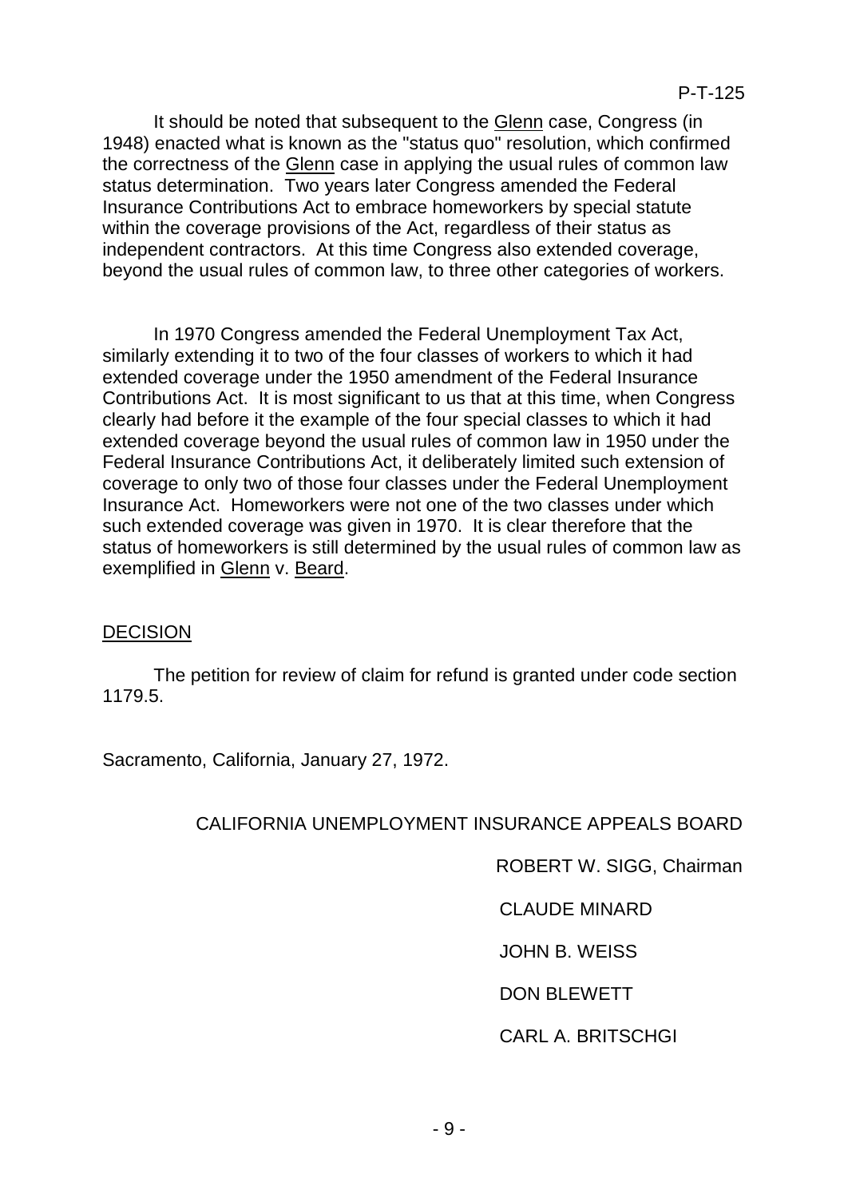It should be noted that subsequent to the Glenn case, Congress (in 1948) enacted what is known as the "status quo" resolution, which confirmed the correctness of the Glenn case in applying the usual rules of common law status determination. Two years later Congress amended the Federal Insurance Contributions Act to embrace homeworkers by special statute within the coverage provisions of the Act, regardless of their status as independent contractors. At this time Congress also extended coverage, beyond the usual rules of common law, to three other categories of workers.

In 1970 Congress amended the Federal Unemployment Tax Act, similarly extending it to two of the four classes of workers to which it had extended coverage under the 1950 amendment of the Federal Insurance Contributions Act. It is most significant to us that at this time, when Congress clearly had before it the example of the four special classes to which it had extended coverage beyond the usual rules of common law in 1950 under the Federal Insurance Contributions Act, it deliberately limited such extension of coverage to only two of those four classes under the Federal Unemployment Insurance Act. Homeworkers were not one of the two classes under which such extended coverage was given in 1970. It is clear therefore that the status of homeworkers is still determined by the usual rules of common law as exemplified in Glenn v. Beard.

## DECISION

The petition for review of claim for refund is granted under code section 1179.5.

Sacramento, California, January 27, 1972.

CALIFORNIA UNEMPLOYMENT INSURANCE APPEALS BOARD

ROBERT W. SIGG, Chairman

CLAUDE MINARD

JOHN B. WEISS

DON BLEWETT

CARL A. BRITSCHGI